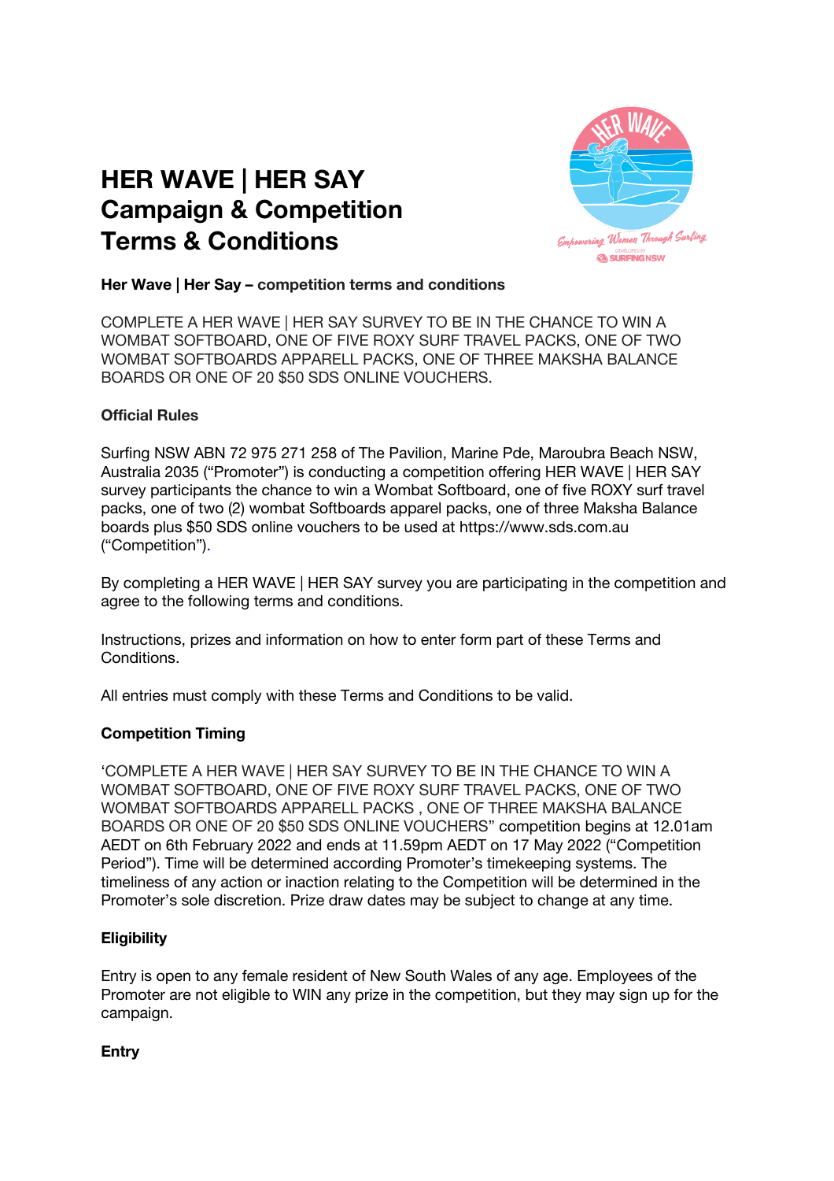# HER WAVE | HER SAY Campaign & Competition Terms & Conditions

**Her Wave | Her Say – competition terms and conditions**

COMPLETE A HER WAVE | HER SAY SURVEY TO BE IN THE CHANCE TO WIN A WOMBAT SOFTBOARD, ONE OF FIVE ROXY SURF TRAVEL PACKS, ONE OF TWO WOMBAT SOFTBOARDS APPARELL PACKS, ONE OF THREE MAKSHA BALANCE BOARDS OR ONE OF 20 $50 SDS ONLINE VOUCHERS.

**Official Rules**

Surfing NSW ABN 72 975 271 258 of The Pavilion, Marine Pde, Maroubra Beach NSW, Australia 2035 ("Promoter") is conducting a competition offering HER WAVE | HER SAY survey participants the chance to win a Wombat Softboard, one of five ROXY surf travel packs, one of two (2) wombat Softboards apparel packs, one of three Maksha Balance boards plus $50 SDS online vouchers to be used at https://www.sds.com.au ("Competition").

By completing a HER WAVE | HER SAY survey you are participating in the competition and agree to the following terms and conditions.

Instructions, prizes and information on how to enter form part of these Terms and Conditions.

All entries must comply with these Terms and Conditions to be valid.

**Competition Timing**

'COMPLETE A HER WAVE | HER SAY SURVEY TO BE IN THE CHANCE TO WIN A WOMBAT SOFTBOARD, ONE OF FIVE ROXY SURF TRAVEL PACKS, ONE OF TWO WOMBAT SOFTBOARDS APPARELL PACKS , ONE OF THREE MAKSHA BALANCE BOARDS OR ONE OF 20 $50 SDS ONLINE VOUCHERS" competition begins at 12.01am AEDT on 6th February 2022 and ends at 11.59pm AEDT on 17 May 2022 ("Competition Period"). Time will be determined according Promoter's timekeeping systems. The timeliness of any action or inaction relating to the Competition will be determined in the Promoter's sole discretion. Prize draw dates may be subject to change at any time.

**Eligibility**

Entry is open to any female resident of New South Wales of any age. Employees of the Promoter are not eligible to WIN any prize in the competition, but they may sign up for the campaign.

**Entry**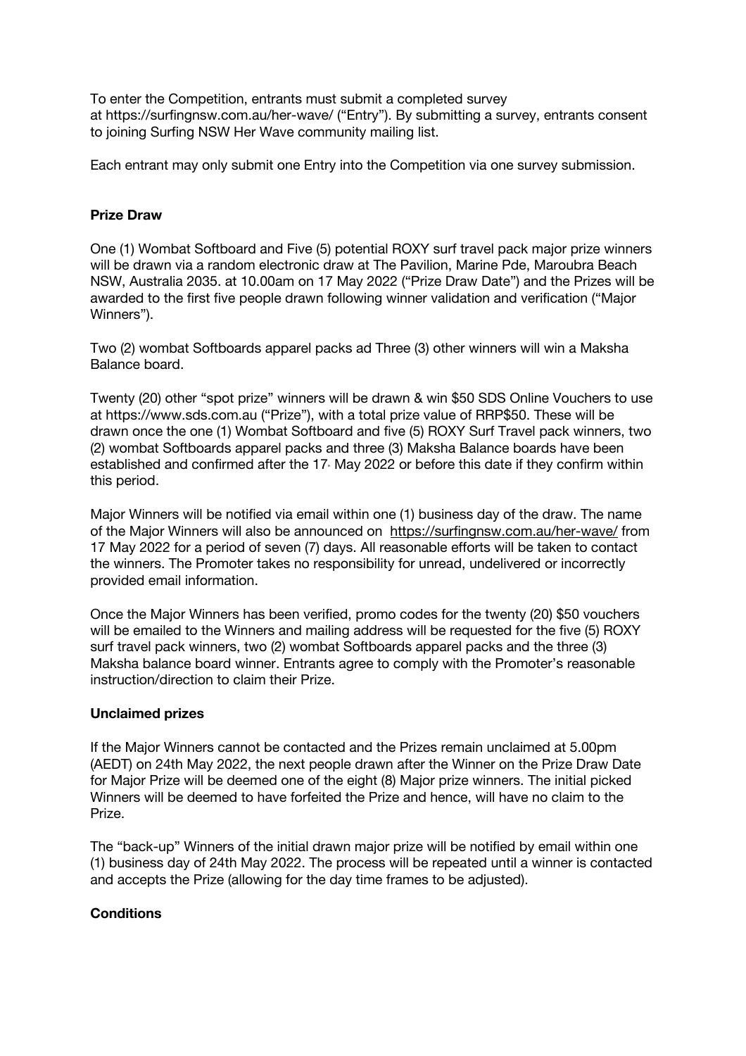To enter the Competition, entrants must submit a completed survey at https://surfingnsw.com.au/her-wave/ ("Entry"). By submitting a survey, entrants consent to joining Surfing NSW Her Wave community mailing list.

Each entrant may only submit one Entry into the Competition via one survey submission.

**Prize Draw**

One (1) Wombat Softboard and Five (5) potential ROXY surf travel pack major prize winners will be drawn via a random electronic draw at The Pavilion, Marine Pde, Maroubra Beach NSW, Australia 2035. at 10.00am on 17 May 2022 ("Prize Draw Date") and the Prizes will be awarded to the first five people drawn following winner validation and verification ("Major Winners").

Two (2) wombat Softboards apparel packs ad Three (3) other winners will win a Maksha Balance board.

Twenty (20) other "spot prize" winners will be drawn & win $50 SDS Online Vouchers to use at https://www.sds.com.au ("Prize"), with a total prize value of RRP$50. These will be drawn once the one (1) Wombat Softboard and five (5) ROXY Surf Travel pack winners, two (2) wombat Softboards apparel packs and three (3) Maksha Balance boards have been established and confirmed after the 17th May 2022 or before this date if they confirm within this period.

Major Winners will be notified via email within one (1) business day of the draw. The name of the Major Winners will also be announced on https://surfingnsw.com.au/her-wave/ from 17 May 2022 for a period of seven (7) days. All reasonable efforts will be taken to contact the winners. The Promoter takes no responsibility for unread, undelivered or incorrectly provided email information.

Once the Major Winners has been verified, promo codes for the twenty (20) $50 vouchers will be emailed to the Winners and mailing address will be requested for the five (5) ROXY surf travel pack winners, two (2) wombat Softboards apparel packs and the three (3) Maksha balance board winner. Entrants agree to comply with the Promoter's reasonable instruction/direction to claim their Prize.

**Unclaimed prizes**

If the Major Winners cannot be contacted and the Prizes remain unclaimed at 5.00pm (AEDT) on 24th May 2022, the next people drawn after the Winner on the Prize Draw Date for Major Prize will be deemed one of the eight (8) Major prize winners. The initial picked Winners will be deemed to have forfeited the Prize and hence, will have no claim to the Prize.

The "back-up" Winners of the initial drawn major prize will be notified by email within one (1) business day of 24th May 2022. The process will be repeated until a winner is contacted and accepts the Prize (allowing for the day time frames to be adjusted).

**Conditions**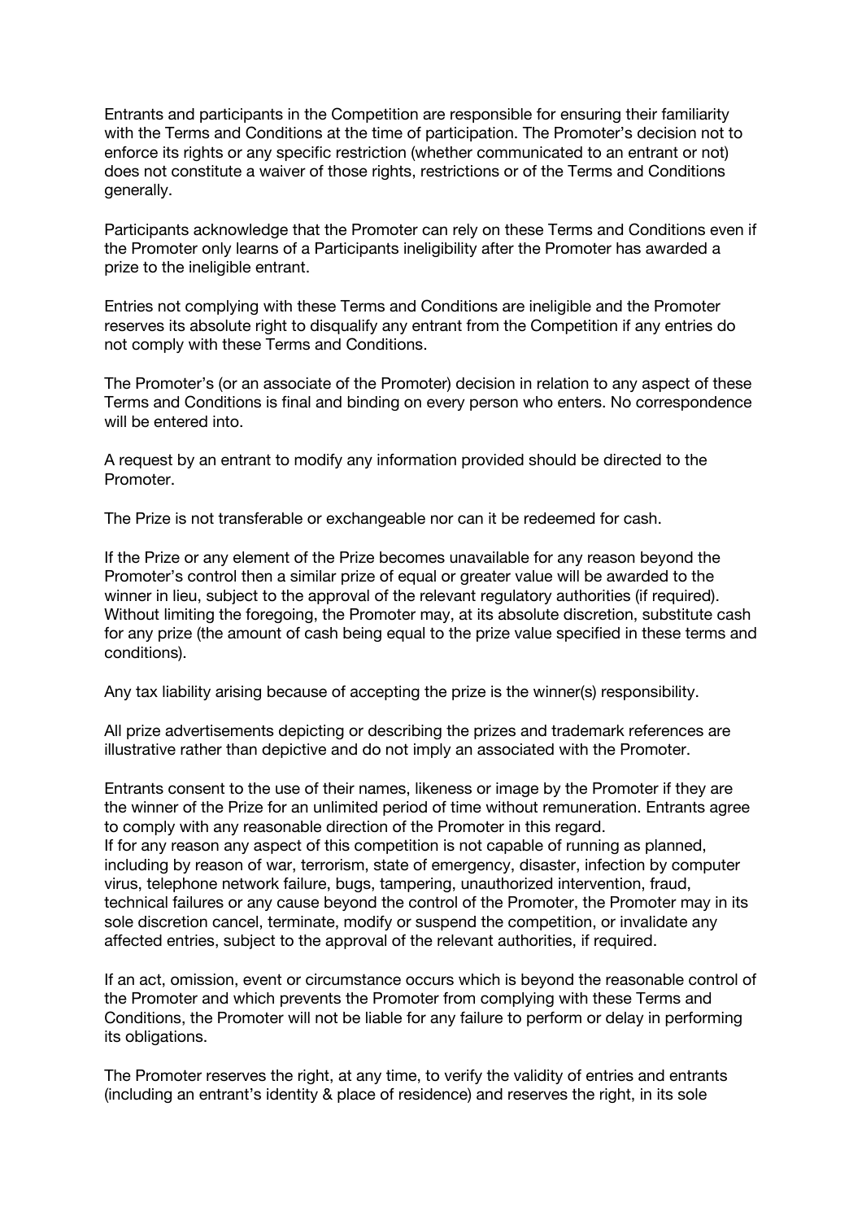Entrants and participants in the Competition are responsible for ensuring their familiarity with the Terms and Conditions at the time of participation. The Promoter's decision not to enforce its rights or any specific restriction (whether communicated to an entrant or not) does not constitute a waiver of those rights, restrictions or of the Terms and Conditions generally.

Participants acknowledge that the Promoter can rely on these Terms and Conditions even if the Promoter only learns of a Participants ineligibility after the Promoter has awarded a prize to the ineligible entrant.

Entries not complying with these Terms and Conditions are ineligible and the Promoter reserves its absolute right to disqualify any entrant from the Competition if any entries do not comply with these Terms and Conditions.

The Promoter's (or an associate of the Promoter) decision in relation to any aspect of these Terms and Conditions is final and binding on every person who enters. No correspondence will be entered into.

A request by an entrant to modify any information provided should be directed to the Promoter.

The Prize is not transferable or exchangeable nor can it be redeemed for cash.

If the Prize or any element of the Prize becomes unavailable for any reason beyond the Promoter's control then a similar prize of equal or greater value will be awarded to the winner in lieu, subject to the approval of the relevant regulatory authorities (if required). Without limiting the foregoing, the Promoter may, at its absolute discretion, substitute cash for any prize (the amount of cash being equal to the prize value specified in these terms and conditions).

Any tax liability arising because of accepting the prize is the winner(s) responsibility.

All prize advertisements depicting or describing the prizes and trademark references are illustrative rather than depictive and do not imply an associated with the Promoter.

Entrants consent to the use of their names, likeness or image by the Promoter if they are the winner of the Prize for an unlimited period of time without remuneration. Entrants agree to comply with any reasonable direction of the Promoter in this regard.
If for any reason any aspect of this competition is not capable of running as planned, including by reason of war, terrorism, state of emergency, disaster, infection by computer virus, telephone network failure, bugs, tampering, unauthorized intervention, fraud, technical failures or any cause beyond the control of the Promoter, the Promoter may in its sole discretion cancel, terminate, modify or suspend the competition, or invalidate any affected entries, subject to the approval of the relevant authorities, if required.

If an act, omission, event or circumstance occurs which is beyond the reasonable control of the Promoter and which prevents the Promoter from complying with these Terms and Conditions, the Promoter will not be liable for any failure to perform or delay in performing its obligations.

The Promoter reserves the right, at any time, to verify the validity of entries and entrants (including an entrant's identity & place of residence) and reserves the right, in its sole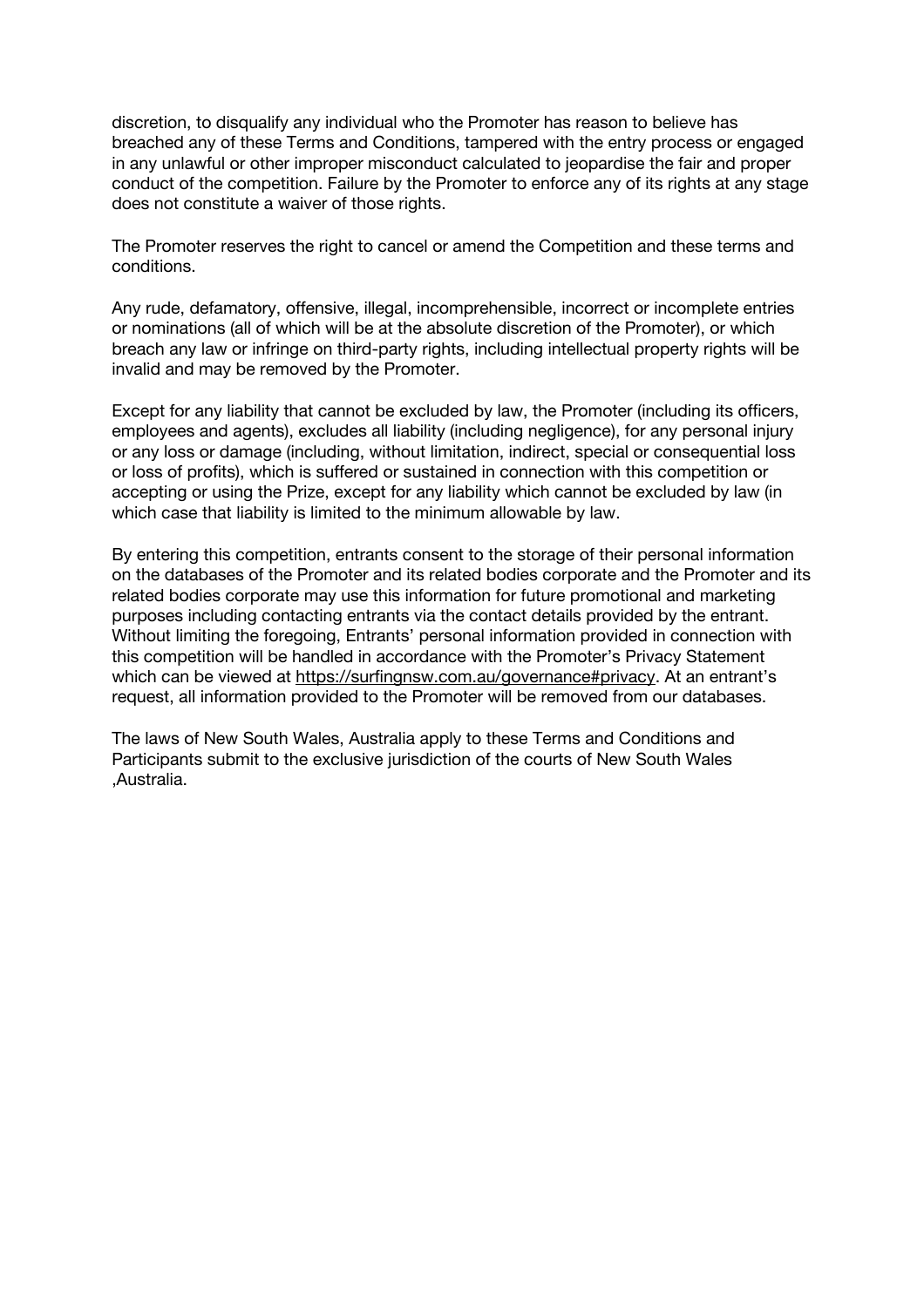discretion, to disqualify any individual who the Promoter has reason to believe has breached any of these Terms and Conditions, tampered with the entry process or engaged in any unlawful or other improper misconduct calculated to jeopardise the fair and proper conduct of the competition. Failure by the Promoter to enforce any of its rights at any stage does not constitute a waiver of those rights.

The Promoter reserves the right to cancel or amend the Competition and these terms and conditions.

Any rude, defamatory, offensive, illegal, incomprehensible, incorrect or incomplete entries or nominations (all of which will be at the absolute discretion of the Promoter), or which breach any law or infringe on third-party rights, including intellectual property rights will be invalid and may be removed by the Promoter.

Except for any liability that cannot be excluded by law, the Promoter (including its officers, employees and agents), excludes all liability (including negligence), for any personal injury or any loss or damage (including, without limitation, indirect, special or consequential loss or loss of profits), which is suffered or sustained in connection with this competition or accepting or using the Prize, except for any liability which cannot be excluded by law (in which case that liability is limited to the minimum allowable by law.

By entering this competition, entrants consent to the storage of their personal information on the databases of the Promoter and its related bodies corporate and the Promoter and its related bodies corporate may use this information for future promotional and marketing purposes including contacting entrants via the contact details provided by the entrant. Without limiting the foregoing, Entrants' personal information provided in connection with this competition will be handled in accordance with the Promoter's Privacy Statement which can be viewed at https://surfingnsw.com.au/governance#privacy. At an entrant's request, all information provided to the Promoter will be removed from our databases.

The laws of New South Wales, Australia apply to these Terms and Conditions and Participants submit to the exclusive jurisdiction of the courts of New South Wales ,Australia.